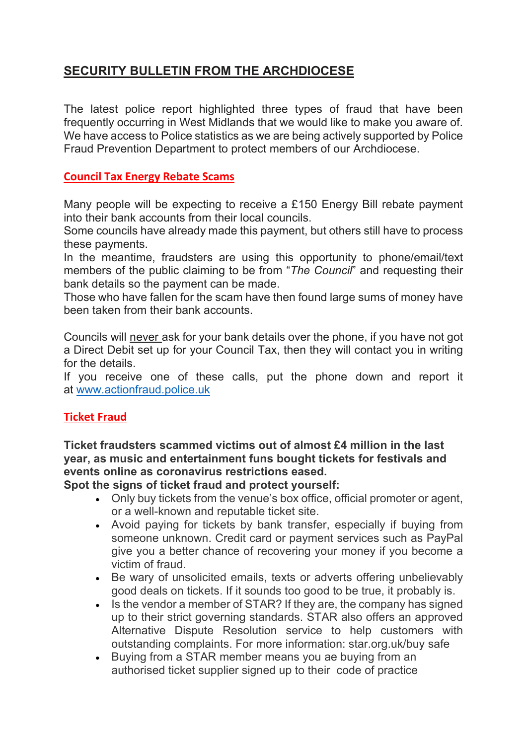# SECURITY BULLETIN FROM THE ARCHDIOCESE

The latest police report highlighted three types of fraud that have been frequently occurring in West Midlands that we would like to make you aware of. We have access to Police statistics as we are being actively supported by Police Fraud Prevention Department to protect members of our Archdiocese.

## Council Tax Energy Rebate Scams

Many people will be expecting to receive a £150 Energy Bill rebate payment into their bank accounts from their local councils.
Some councils have already made this payment, but others still have to process these payments.
In the meantime, fraudsters are using this opportunity to phone/email/text members of the public claiming to be from "*The Council*" and requesting their bank details so the payment can be made.
Those who have fallen for the scam have then found large sums of money have been taken from their bank accounts.

Councils will never ask for your bank details over the phone, if you have not got a Direct Debit set up for your Council Tax, then they will contact you in writing for the details.
If you receive one of these calls, put the phone down and report it at [www.actionfraud.police.uk](http://www.actionfraud.police.uk)

## Ticket Fraud

**Ticket fraudsters scammed victims out of almost £4 million in the last year, as music and entertainment funs bought tickets for festivals and events online as coronavirus restrictions eased.**
**Spot the signs of ticket fraud and protect yourself:**

- Only buy tickets from the venue's box office, official promoter or agent, or a well-known and reputable ticket site.
- Avoid paying for tickets by bank transfer, especially if buying from someone unknown. Credit card or payment services such as PayPal give you a better chance of recovering your money if you become a victim of fraud.
- Be wary of unsolicited emails, texts or adverts offering unbelievably good deals on tickets. If it sounds too good to be true, it probably is.
- Is the vendor a member of STAR? If they are, the company has signed up to their strict governing standards. STAR also offers an approved Alternative Dispute Resolution service to help customers with outstanding complaints. For more information: star.org.uk/buy safe
- Buying from a STAR member means you ae buying from an authorised ticket supplier signed up to their code of practice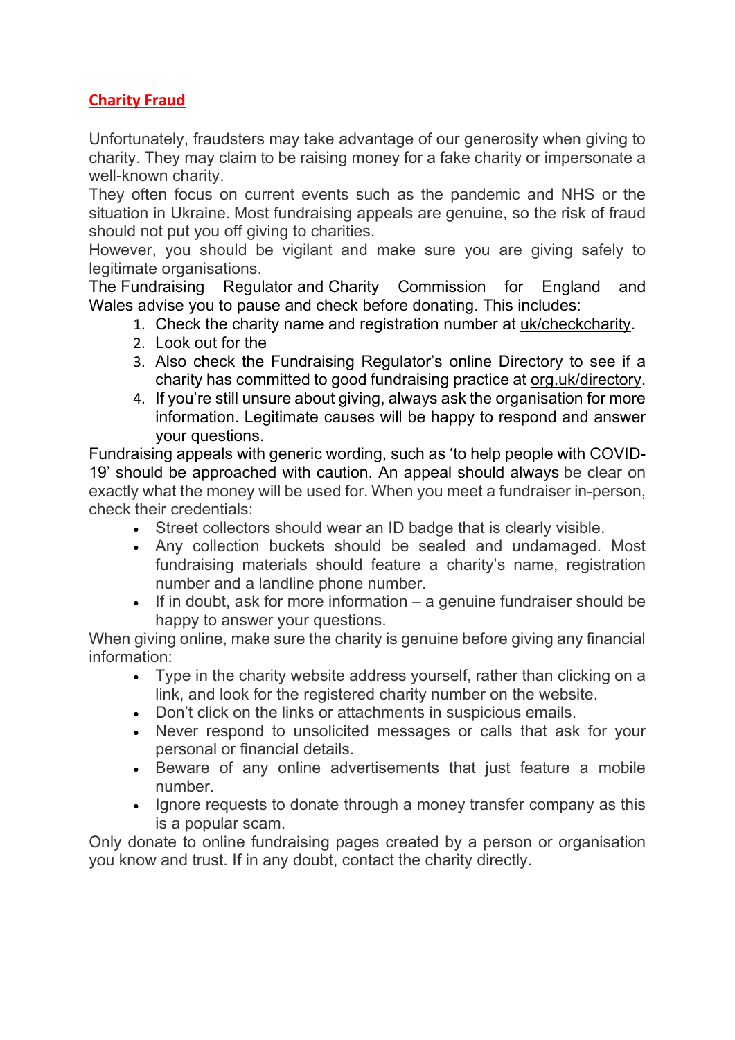## Charity Fraud

Unfortunately, fraudsters may take advantage of our generosity when giving to charity. They may claim to be raising money for a fake charity or impersonate a well-known charity.

They often focus on current events such as the pandemic and NHS or the situation in Ukraine. Most fundraising appeals are genuine, so the risk of fraud should not put you off giving to charities.

However, you should be vigilant and make sure you are giving safely to legitimate organisations.

The Fundraising Regulator and Charity Commission for England and Wales advise you to pause and check before donating. This includes:

1. Check the charity name and registration number at uk/checkcharity.
2. Look out for the
3. Also check the Fundraising Regulator's online Directory to see if a charity has committed to good fundraising practice at org.uk/directory.
4. If you're still unsure about giving, always ask the organisation for more information. Legitimate causes will be happy to respond and answer your questions.

Fundraising appeals with generic wording, such as 'to help people with COVID-19' should be approached with caution. An appeal should always be clear on exactly what the money will be used for. When you meet a fundraiser in-person, check their credentials:

- Street collectors should wear an ID badge that is clearly visible.
- Any collection buckets should be sealed and undamaged. Most fundraising materials should feature a charity's name, registration number and a landline phone number.
- If in doubt, ask for more information – a genuine fundraiser should be happy to answer your questions.

When giving online, make sure the charity is genuine before giving any financial information:

- Type in the charity website address yourself, rather than clicking on a link, and look for the registered charity number on the website.
- Don't click on the links or attachments in suspicious emails.
- Never respond to unsolicited messages or calls that ask for your personal or financial details.
- Beware of any online advertisements that just feature a mobile number.
- Ignore requests to donate through a money transfer company as this is a popular scam.

Only donate to online fundraising pages created by a person or organisation you know and trust. If in any doubt, contact the charity directly.